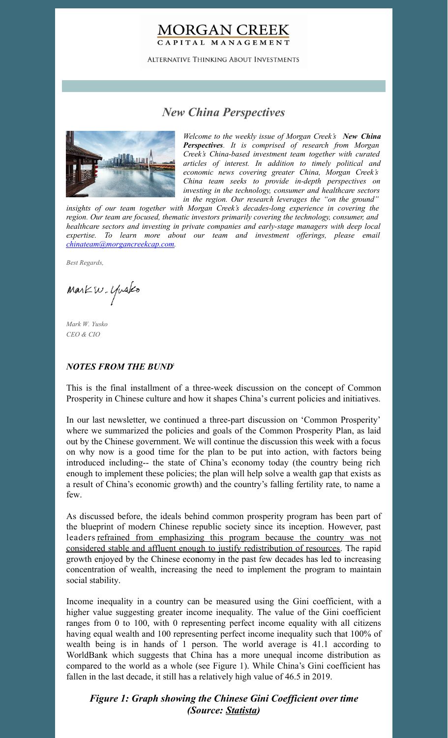# MORGAN CREEK

CAPITAL MANAGEMENT

ALTERNATIVE THINKING ABOUT INVESTMENTS

## *New China Perspectives*

*Welcome to the weekly issue of Morgan Creek's **New China Perspectives**. It is comprised of research from Morgan Creek's China-based investment team together with curated articles of interest. In addition to timely political and economic news covering greater China, Morgan Creek's China team seeks to provide in-depth perspectives on investing in the technology, consumer and healthcare sectors in the region. Our research leverages the "on the ground" insights of our team together with Morgan Creek's decades-long experience in covering the region. Our team are focused, thematic investors primarily covering the technology, consumer, and healthcare sectors and investing in private companies and early-stage managers with deep local expertise. To learn more about our team and investment offerings, please email chinateam@morgancreekcap.com.*

*Best Regards,*

*Mark W. Yusko*
*CEO & CIO*

### *NOTES FROM THE BUND*[1]

This is the final installment of a three-week discussion on the concept of Common Prosperity in Chinese culture and how it shapes China's current policies and initiatives.

In our last newsletter, we continued a three-part discussion on 'Common Prosperity' where we summarized the policies and goals of the Common Prosperity Plan, as laid out by the Chinese government. We will continue the discussion this week with a focus on why now is a good time for the plan to be put into action, with factors being introduced including-- the state of China's economy today (the country being rich enough to implement these policies; the plan will help solve a wealth gap that exists as a result of China's economic growth) and the country's falling fertility rate, to name a few.

As discussed before, the ideals behind common prosperity program has been part of the blueprint of modern Chinese republic society since its inception. However, past leaders refrained from emphasizing this program because the country was not considered stable and affluent enough to justify redistribution of resources. The rapid growth enjoyed by the Chinese economy in the past few decades has led to increasing concentration of wealth, increasing the need to implement the program to maintain social stability.

Income inequality in a country can be measured using the Gini coefficient, with a higher value suggesting greater income inequality. The value of the Gini coefficient ranges from 0 to 100, with 0 representing perfect income equality with all citizens having equal wealth and 100 representing perfect income inequality such that 100% of wealth being is in hands of 1 person. The world average is 41.1 according to WorldBank which suggests that China has a more unequal income distribution as compared to the world as a whole (see Figure 1). While China's Gini coefficient has fallen in the last decade, it still has a relatively high value of 46.5 in 2019.

***Figure 1: Graph showing the Chinese Gini Coefficient over time (Source: Statista)***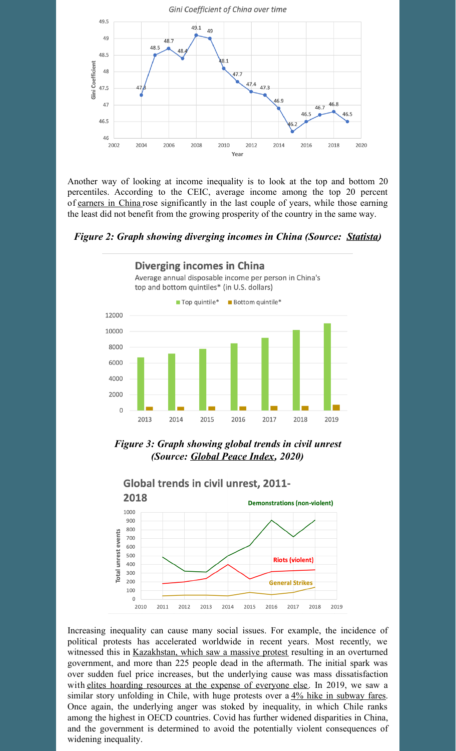Another way of looking at income inequality is to look at the top and bottom 20 percentiles. According to the CEIC, average income among the top 20 percent of earners in China rose significantly in the last couple of years, while those earning the least did not benefit from the growing prosperity of the country in the same way.

***Figure 2: Graph showing diverging incomes in China (Source: Statista)***

***Figure 3: Graph showing global trends in civil unrest (Source: Global Peace Index, 2020)***

Increasing inequality can cause many social issues. For example, the incidence of political protests has accelerated worldwide in recent years. Most recently, we witnessed this in Kazakhstan, which saw a massive protest resulting in an overturned government, and more than 225 people dead in the aftermath. The initial spark was over sudden fuel price increases, but the underlying cause was mass dissatisfaction with elites hoarding resources at the expense of everyone else. In 2019, we saw a similar story unfolding in Chile, with huge protests over a 4% hike in subway fares. Once again, the underlying anger was stoked by inequality, in which Chile ranks among the highest in OECD countries. Covid has further widened disparities in China, and the government is determined to avoid the potentially violent consequences of widening inequality.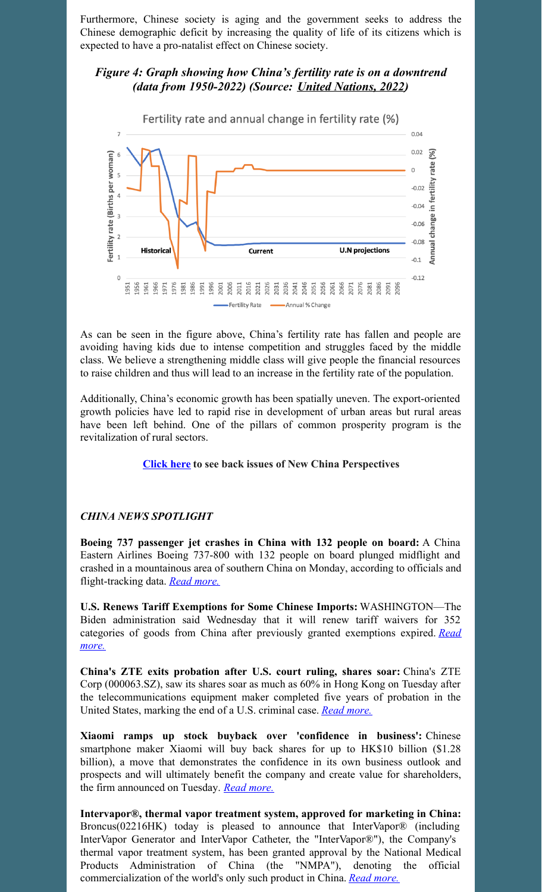Furthermore, Chinese society is aging and the government seeks to address the Chinese demographic deficit by increasing the quality of life of its citizens which is expected to have a pro-natalist effect on Chinese society.

***Figure 4: Graph showing how China's fertility rate is on a downtrend (data from 1950-2022) (Source: United Nations, 2022)***

As can be seen in the figure above, China's fertility rate has fallen and people are avoiding having kids due to intense competition and struggles faced by the middle class. We believe a strengthening middle class will give people the financial resources to raise children and thus will lead to an increase in the fertility rate of the population.

Additionally, China's economic growth has been spatially uneven. The export-oriented growth policies have led to rapid rise in development of urban areas but rural areas have been left behind. One of the pillars of common prosperity program is the revitalization of rural sectors.

**Click here to see back issues of New China Perspectives**

## *CHINA NEWS SPOTLIGHT*

**Boeing 737 passenger jet crashes in China with 132 people on board:** A China Eastern Airlines Boeing 737-800 with 132 people on board plunged midflight and crashed in a mountainous area of southern China on Monday, according to officials and flight-tracking data. *Read more.*

**U.S. Renews Tariff Exemptions for Some Chinese Imports:** WASHINGTON—The Biden administration said Wednesday that it will renew tariff waivers for 352 categories of goods from China after previously granted exemptions expired. *Read more.*

**China's ZTE exits probation after U.S. court ruling, shares soar:** China's ZTE Corp (000063.SZ), saw its shares soar as much as 60% in Hong Kong on Tuesday after the telecommunications equipment maker completed five years of probation in the United States, marking the end of a U.S. criminal case. *Read more.*

**Xiaomi ramps up stock buyback over 'confidence in business':** Chinese smartphone maker Xiaomi will buy back shares for up to HK$10 billion ($1.28 billion), a move that demonstrates the confidence in its own business outlook and prospects and will ultimately benefit the company and create value for shareholders, the firm announced on Tuesday. *Read more.*

**Intervapor®, thermal vapor treatment system, approved for marketing in China:** Broncus(02216HK) today is pleased to announce that InterVapor® (including InterVapor Generator and InterVapor Catheter, the "InterVapor®"), the Company's thermal vapor treatment system, has been granted approval by the National Medical Products Administration of China (the "NMPA"), denoting the official commercialization of the world's only such product in China. *Read more.*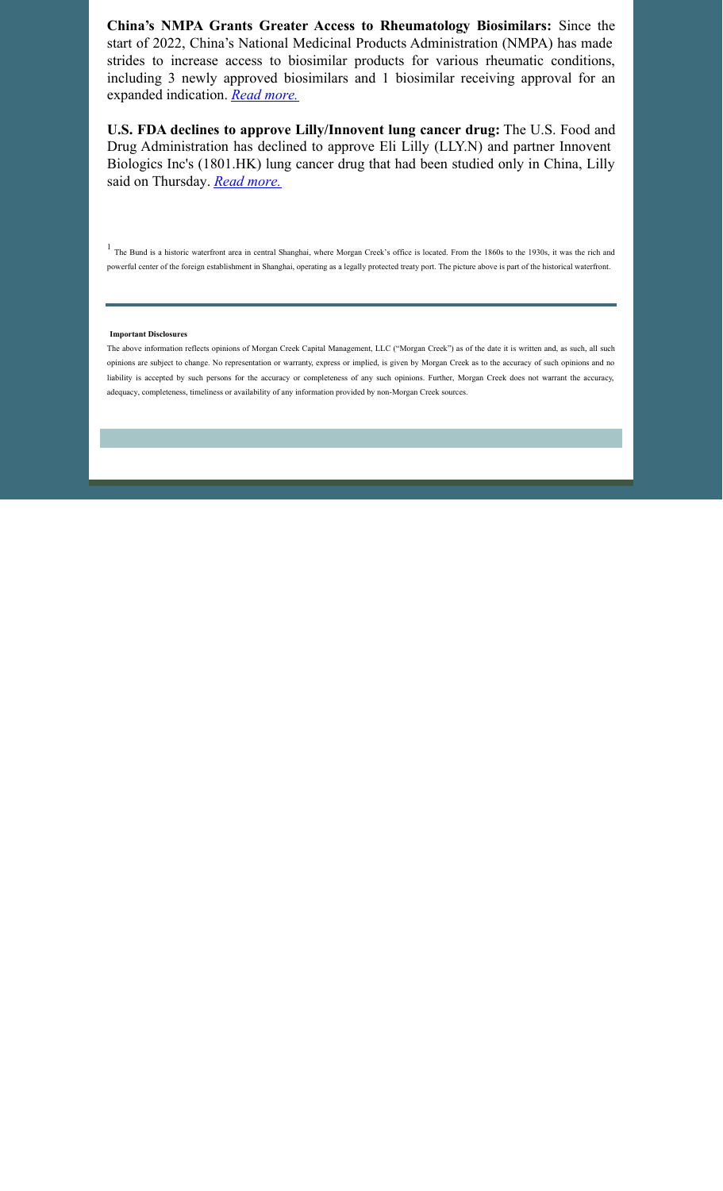**China's NMPA Grants Greater Access to Rheumatology Biosimilars:** Since the start of 2022, China's National Medicinal Products Administration (NMPA) has made strides to increase access to biosimilar products for various rheumatic conditions, including 3 newly approved biosimilars and 1 biosimilar receiving approval for an expanded indication. *Read more.*

**U.S. FDA declines to approve Lilly/Innovent lung cancer drug:** The U.S. Food and Drug Administration has declined to approve Eli Lilly (LLY.N) and partner Innovent Biologics Inc's (1801.HK) lung cancer drug that had been studied only in China, Lilly said on Thursday. *Read more.*

[1] The Bund is a historic waterfront area in central Shanghai, where Morgan Creek's office is located. From the 1860s to the 1930s, it was the rich and powerful center of the foreign establishment in Shanghai, operating as a legally protected treaty port. The picture above is part of the historical waterfront.

**Important Disclosures**

The above information reflects opinions of Morgan Creek Capital Management, LLC ("Morgan Creek") as of the date it is written and, as such, all such opinions are subject to change. No representation or warranty, express or implied, is given by Morgan Creek as to the accuracy of such opinions and no liability is accepted by such persons for the accuracy or completeness of any such opinions. Further, Morgan Creek does not warrant the accuracy, adequacy, completeness, timeliness or availability of any information provided by non-Morgan Creek sources.